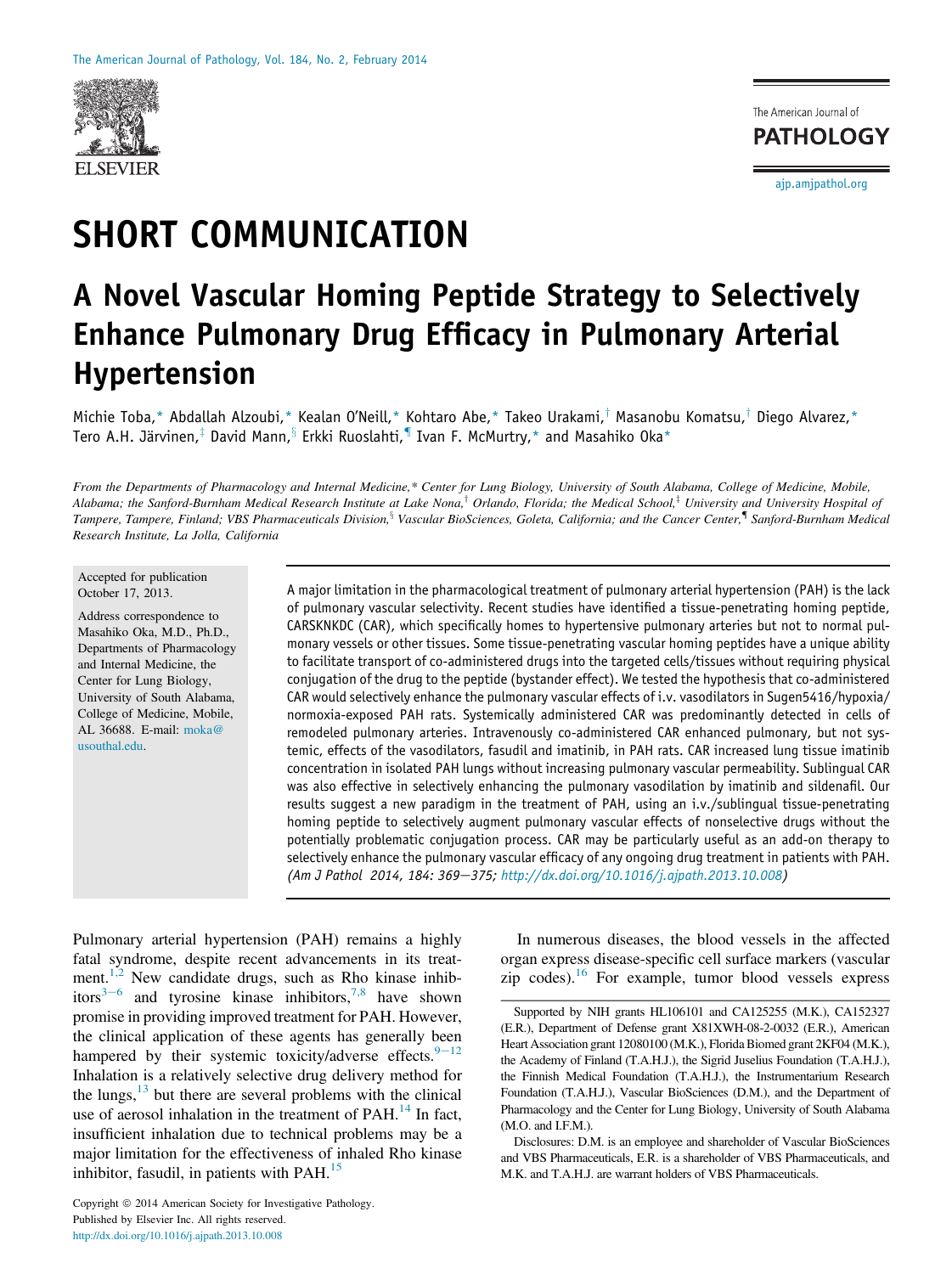SHORT COMMUNICATION

# A Novel Vascular Homing Peptide Strategy to Selectively Enhance Pulmonary Drug Efficacy in Pulmonary Arterial Hypertension

Michie Toba,[*] Abdallah Alzoubi,[*] Kealan O'Neill,[*] Kohtaro Abe,[*] Takeo Urakami,[†] Masanobu Komatsu,[†] Diego Alvarez,[*] Tero A.H. Järvinen,[‡] David Mann,[§] Erkki Ruoslahti,[¶] Ivan F. McMurtry,[*] and Masahiko Oka[*]

*From the Departments of Pharmacology and Internal Medicine,[*] Center for Lung Biology, University of South Alabama, College of Medicine, Mobile, Alabama; the Sanford-Burnham Medical Research Institute at Lake Nona,[†] Orlando, Florida; the Medical School,[‡] University and University Hospital of Tampere, Tampere, Finland; VBS Pharmaceuticals Division,[§] Vascular BioSciences, Goleta, California; and the Cancer Center,[¶] Sanford-Burnham Medical Research Institute, La Jolla, California*

Accepted for publication October 17, 2013.

Address correspondence to Masahiko Oka, M.D., Ph.D., Departments of Pharmacology and Internal Medicine, the Center for Lung Biology, University of South Alabama, College of Medicine, Mobile, AL 36688. E-mail: moka@usouthal.edu.

A major limitation in the pharmacological treatment of pulmonary arterial hypertension (PAH) is the lack of pulmonary vascular selectivity. Recent studies have identified a tissue-penetrating homing peptide, CARSKNKDC (CAR), which specifically homes to hypertensive pulmonary arteries but not to normal pulmonary vessels or other tissues. Some tissue-penetrating vascular homing peptides have a unique ability to facilitate transport of co-administered drugs into the targeted cells/tissues without requiring physical conjugation of the drug to the peptide (bystander effect). We tested the hypothesis that co-administered CAR would selectively enhance the pulmonary vascular effects of i.v. vasodilators in Sugen5416/hypoxia/normoxia-exposed PAH rats. Systemically administered CAR was predominantly detected in cells of remodeled pulmonary arteries. Intravenously co-administered CAR enhanced pulmonary, but not systemic, effects of the vasodilators, fasudil and imatinib, in PAH rats. CAR increased lung tissue imatinib concentration in isolated PAH lungs without increasing pulmonary vascular permeability. Sublingual CAR was also effective in selectively enhancing the pulmonary vasodilation by imatinib and sildenafil. Our results suggest a new paradigm in the treatment of PAH, using an i.v./sublingual tissue-penetrating homing peptide to selectively augment pulmonary vascular effects of nonselective drugs without the potentially problematic conjugation process. CAR may be particularly useful as an add-on therapy to selectively enhance the pulmonary vascular efficacy of any ongoing drug treatment in patients with PAH. *(Am J Pathol 2014, 184: 369–375; http://dx.doi.org/10.1016/j.ajpath.2013.10.008)*

Pulmonary arterial hypertension (PAH) remains a highly fatal syndrome, despite recent advancements in its treatment.[1,2] New candidate drugs, such as Rho kinase inhibitors[3–6] and tyrosine kinase inhibitors,[7,8] have shown promise in providing improved treatment for PAH. However, the clinical application of these agents has generally been hampered by their systemic toxicity/adverse effects.[9–12] Inhalation is a relatively selective drug delivery method for the lungs,[13] but there are several problems with the clinical use of aerosol inhalation in the treatment of PAH.[14] In fact, insufficient inhalation due to technical problems may be a major limitation for the effectiveness of inhaled Rho kinase inhibitor, fasudil, in patients with PAH.[15]

In numerous diseases, the blood vessels in the affected organ express disease-specific cell surface markers (vascular zip codes).[16] For example, tumor blood vessels express

Supported by NIH grants HL106101 and CA125255 (M.K.), CA152327 (E.R.), Department of Defense grant X81XWH-08-2-0032 (E.R.), American Heart Association grant 12080100 (M.K.), Florida Biomed grant 2KF04 (M.K.), the Academy of Finland (T.A.H.J.), the Sigrid Juselius Foundation (T.A.H.J.), the Finnish Medical Foundation (T.A.H.J.), the Instrumentarium Research Foundation (T.A.H.J.), Vascular BioSciences (D.M.), and the Department of Pharmacology and the Center for Lung Biology, University of South Alabama (M.O. and I.F.M.).

Disclosures: D.M. is an employee and shareholder of Vascular BioSciences and VBS Pharmaceuticals, E.R. is a shareholder of VBS Pharmaceuticals, and M.K. and T.A.H.J. are warrant holders of VBS Pharmaceuticals.

Copyright © 2014 American Society for Investigative Pathology.
Published by Elsevier Inc. All rights reserved.
http://dx.doi.org/10.1016/j.ajpath.2013.10.008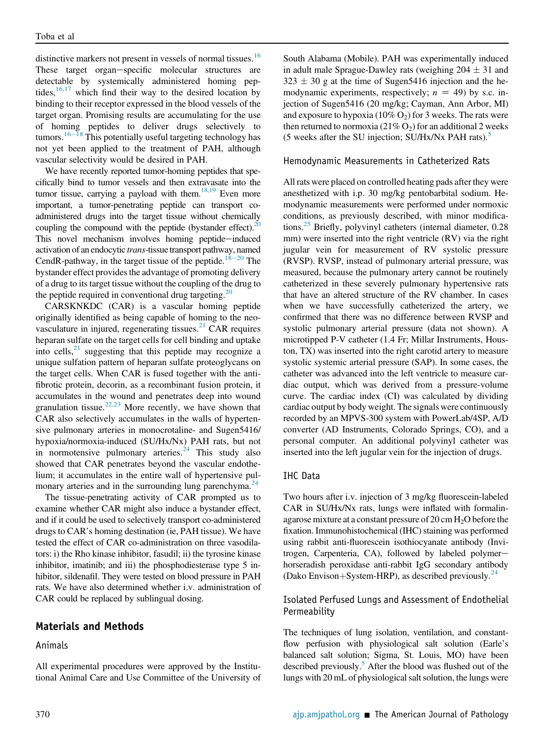distinctive markers not present in vessels of normal tissues.[16] These target organ−specific molecular structures are detectable by systemically administered homing peptides,[16,17] which find their way to the desired location by binding to their receptor expressed in the blood vessels of the target organ. Promising results are accumulating for the use of homing peptides to deliver drugs selectively to tumors.[16−18] This potentially useful targeting technology has not yet been applied to the treatment of PAH, although vascular selectivity would be desired in PAH.

We have recently reported tumor-homing peptides that specifically bind to tumor vessels and then extravasate into the tumor tissue, carrying a payload with them.[18,19] Even more important, a tumor-penetrating peptide can transport co-administered drugs into the target tissue without chemically coupling the compound with the peptide (bystander effect).[20] This novel mechanism involves homing peptide−induced activation of an endocytic *trans*-tissue transport pathway, named CendR-pathway, in the target tissue of the peptide.[18−20] The bystander effect provides the advantage of promoting delivery of a drug to its target tissue without the coupling of the drug to the peptide required in conventional drug targeting.[20]

CARSKNKDC (CAR) is a vascular homing peptide originally identified as being capable of homing to the neovasculature in injured, regenerating tissues.[21] CAR requires heparan sulfate on the target cells for cell binding and uptake into cells,[21] suggesting that this peptide may recognize a unique sulfation pattern of heparan sulfate proteoglycans on the target cells. When CAR is fused together with the antifibrotic protein, decorin, as a recombinant fusion protein, it accumulates in the wound and penetrates deep into wound granulation tissue.[22,23] More recently, we have shown that CAR also selectively accumulates in the walls of hypertensive pulmonary arteries in monocrotaline- and Sugen5416/hypoxia/normoxia-induced (SU/Hx/Nx) PAH rats, but not in normotensive pulmonary arteries.[24] This study also showed that CAR penetrates beyond the vascular endothelium; it accumulates in the entire wall of hypertensive pulmonary arteries and in the surrounding lung parenchyma.[24]

The tissue-penetrating activity of CAR prompted us to examine whether CAR might also induce a bystander effect, and if it could be used to selectively transport co-administered drugs to CAR's homing destination (ie, PAH tissue). We have tested the effect of CAR co-administration on three vasodilators: i) the Rho kinase inhibitor, fasudil; ii) the tyrosine kinase inhibitor, imatinib; and iii) the phosphodiesterase type 5 inhibitor, sildenafil. They were tested on blood pressure in PAH rats. We have also determined whether i.v. administration of CAR could be replaced by sublingual dosing.

## Materials and Methods

### Animals

All experimental procedures were approved by the Institutional Animal Care and Use Committee of the University of South Alabama (Mobile). PAH was experimentally induced in adult male Sprague-Dawley rats (weighing $204 \pm 31$ and $323 \pm 30$ g at the time of Sugen5416 injection and the hemodynamic experiments, respectively; $n = 49$) by s.c. injection of Sugen5416 (20 mg/kg; Cayman, Ann Arbor, MI) and exposure to hypoxia (10% $O_2$) for 3 weeks. The rats were then returned to normoxia (21% $O_2$) for an additional 2 weeks (5 weeks after the SU injection; SU/Hx/Nx PAH rats).[5]

### Hemodynamic Measurements in Catheterized Rats

All rats were placed on controlled heating pads after they were anesthetized with i.p. 30 mg/kg pentobarbital sodium. Hemodynamic measurements were performed under normoxic conditions, as previously described, with minor modifications.[25] Briefly, polyvinyl catheters (internal diameter, 0.28 mm) were inserted into the right ventricle (RV) via the right jugular vein for measurement of RV systolic pressure (RVSP). RVSP, instead of pulmonary arterial pressure, was measured, because the pulmonary artery cannot be routinely catheterized in these severely pulmonary hypertensive rats that have an altered structure of the RV chamber. In cases when we have successfully catheterized the artery, we confirmed that there was no difference between RVSP and systolic pulmonary arterial pressure (data not shown). A microtipped P-V catheter (1.4 Fr; Millar Instruments, Houston, TX) was inserted into the right carotid artery to measure systolic systemic arterial pressure (SAP). In some cases, the catheter was advanced into the left ventricle to measure cardiac output, which was derived from a pressure-volume curve. The cardiac index (CI) was calculated by dividing cardiac output by body weight. The signals were continuously recorded by an MPVS-300 system with PowerLab/4SP, A/D converter (AD Instruments, Colorado Springs, CO), and a personal computer. An additional polyvinyl catheter was inserted into the left jugular vein for the injection of drugs.

### IHC Data

Two hours after i.v. injection of 3 mg/kg fluorescein-labeled CAR in SU/Hx/Nx rats, lungs were inflated with formalin-agarose mixture at a constant pressure of 20 cm $H_2O$ before the fixation. Immunohistochemical (IHC) staining was performed using rabbit anti-fluorescein isothiocyanate antibody (Invitrogen, Carpenteria, CA), followed by labeled polymer−horseradish peroxidase anti-rabbit IgG secondary antibody (Dako Envison+System-HRP), as described previously.[24]

### Isolated Perfused Lungs and Assessment of Endothelial Permeability

The techniques of lung isolation, ventilation, and constant-flow perfusion with physiological salt solution (Earle's balanced salt solution; Sigma, St. Louis, MO) have been described previously.[5] After the blood was flushed out of the lungs with 20 mL of physiological salt solution, the lungs were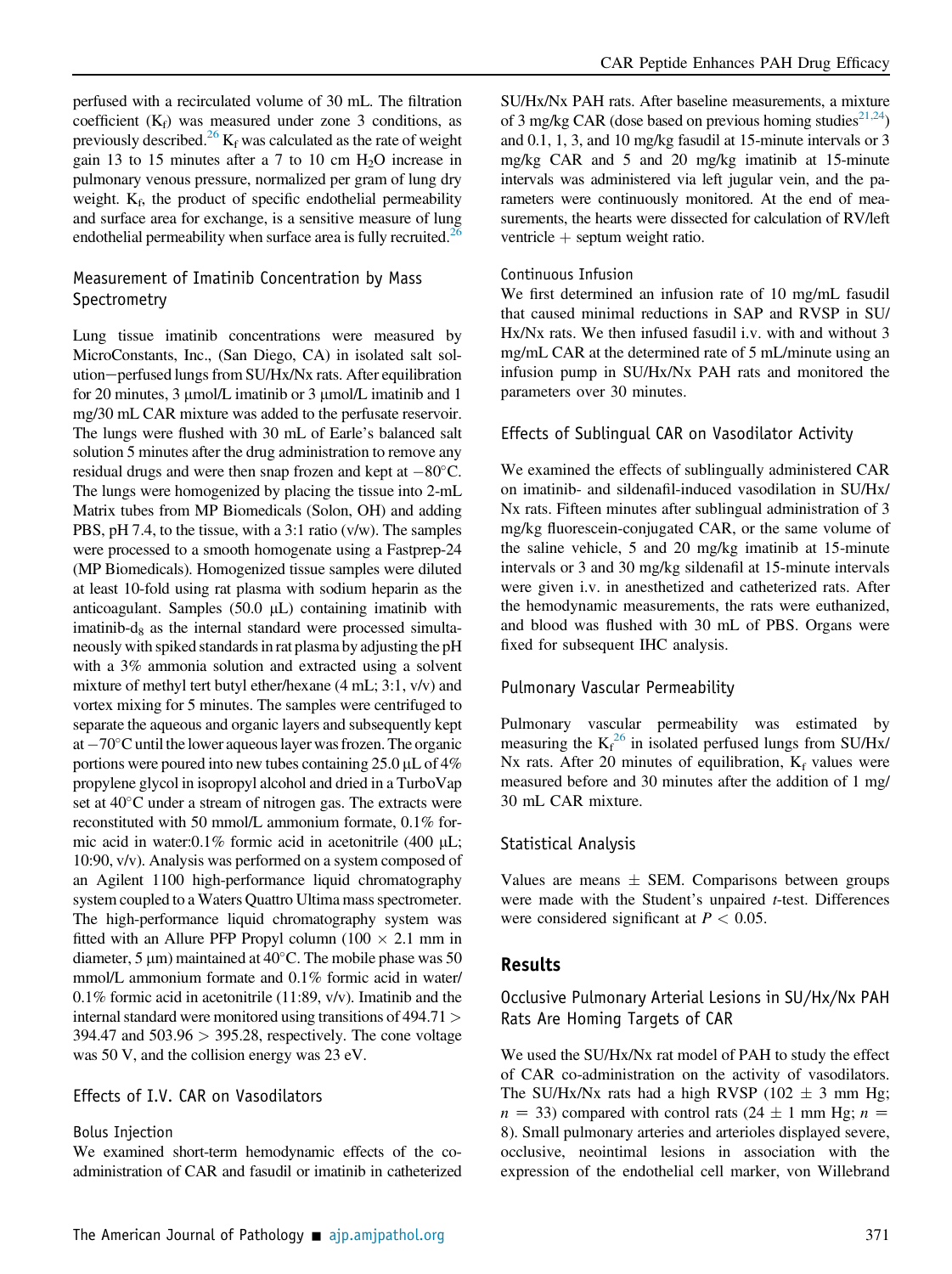perfused with a recirculated volume of 30 mL. The filtration coefficient ($K_f$) was measured under zone 3 conditions, as previously described.[26] $K_f$ was calculated as the rate of weight gain 13 to 15 minutes after a 7 to 10 cm $H_2O$ increase in pulmonary venous pressure, normalized per gram of lung dry weight. $K_f$, the product of specific endothelial permeability and surface area for exchange, is a sensitive measure of lung endothelial permeability when surface area is fully recruited.[26]

### Measurement of Imatinib Concentration by Mass Spectrometry

Lung tissue imatinib concentrations were measured by MicroConstants, Inc., (San Diego, CA) in isolated salt solution−perfused lungs from SU/Hx/Nx rats. After equilibration for 20 minutes, 3 μmol/L imatinib or 3 μmol/L imatinib and 1 mg/30 mL CAR mixture was added to the perfusate reservoir. The lungs were flushed with 30 mL of Earle's balanced salt solution 5 minutes after the drug administration to remove any residual drugs and were then snap frozen and kept at −80°C. The lungs were homogenized by placing the tissue into 2-mL Matrix tubes from MP Biomedicals (Solon, OH) and adding PBS, pH 7.4, to the tissue, with a 3:1 ratio (v/w). The samples were processed to a smooth homogenate using a Fastprep-24 (MP Biomedicals). Homogenized tissue samples were diluted at least 10-fold using rat plasma with sodium heparin as the anticoagulant. Samples (50.0 μL) containing imatinib with imatinib-$d_8$ as the internal standard were processed simultaneously with spiked standards in rat plasma by adjusting the pH with a 3% ammonia solution and extracted using a solvent mixture of methyl tert butyl ether/hexane (4 mL; 3:1, v/v) and vortex mixing for 5 minutes. The samples were centrifuged to separate the aqueous and organic layers and subsequently kept at −70°C until the lower aqueous layer was frozen. The organic portions were poured into new tubes containing 25.0 μL of 4% propylene glycol in isopropyl alcohol and dried in a TurboVap set at 40°C under a stream of nitrogen gas. The extracts were reconstituted with 50 mmol/L ammonium formate, 0.1% formic acid in water:0.1% formic acid in acetonitrile (400 μL; 10:90, v/v). Analysis was performed on a system composed of an Agilent 1100 high-performance liquid chromatography system coupled to a Waters Quattro Ultima mass spectrometer. The high-performance liquid chromatography system was fitted with an Allure PFP Propyl column (100 × 2.1 mm in diameter, 5 μm) maintained at 40°C. The mobile phase was 50 mmol/L ammonium formate and 0.1% formic acid in water/0.1% formic acid in acetonitrile (11:89, v/v). Imatinib and the internal standard were monitored using transitions of 494.71 > 394.47 and 503.96 > 395.28, respectively. The cone voltage was 50 V, and the collision energy was 23 eV.

### Effects of I.V. CAR on Vasodilators

#### Bolus Injection

We examined short-term hemodynamic effects of the co-administration of CAR and fasudil or imatinib in catheterized SU/Hx/Nx PAH rats. After baseline measurements, a mixture of 3 mg/kg CAR (dose based on previous homing studies[21,24]) and 0.1, 1, 3, and 10 mg/kg fasudil at 15-minute intervals or 3 mg/kg CAR and 5 and 20 mg/kg imatinib at 15-minute intervals was administered via left jugular vein, and the parameters were continuously monitored. At the end of measurements, the hearts were dissected for calculation of RV/left ventricle + septum weight ratio.

#### Continuous Infusion

We first determined an infusion rate of 10 mg/mL fasudil that caused minimal reductions in SAP and RVSP in SU/Hx/Nx rats. We then infused fasudil i.v. with and without 3 mg/mL CAR at the determined rate of 5 mL/minute using an infusion pump in SU/Hx/Nx PAH rats and monitored the parameters over 30 minutes.

### Effects of Sublingual CAR on Vasodilator Activity

We examined the effects of sublingually administered CAR on imatinib- and sildenafil-induced vasodilation in SU/Hx/Nx rats. Fifteen minutes after sublingual administration of 3 mg/kg fluorescein-conjugated CAR, or the same volume of the saline vehicle, 5 and 20 mg/kg imatinib at 15-minute intervals or 3 and 30 mg/kg sildenafil at 15-minute intervals were given i.v. in anesthetized and catheterized rats. After the hemodynamic measurements, the rats were euthanized, and blood was flushed with 30 mL of PBS. Organs were fixed for subsequent IHC analysis.

### Pulmonary Vascular Permeability

Pulmonary vascular permeability was estimated by measuring the $K_f$[26] in isolated perfused lungs from SU/Hx/Nx rats. After 20 minutes of equilibration, $K_f$ values were measured before and 30 minutes after the addition of 1 mg/30 mL CAR mixture.

### Statistical Analysis

Values are means ± SEM. Comparisons between groups were made with the Student's unpaired *t*-test. Differences were considered significant at $P < 0.05$.

## Results

### Occlusive Pulmonary Arterial Lesions in SU/Hx/Nx PAH Rats Are Homing Targets of CAR

We used the SU/Hx/Nx rat model of PAH to study the effect of CAR co-administration on the activity of vasodilators. The SU/Hx/Nx rats had a high RVSP (102 ± 3 mm Hg; $n = 33$) compared with control rats (24 ± 1 mm Hg; $n = 8$). Small pulmonary arteries and arterioles displayed severe, occlusive, neointimal lesions in association with the expression of the endothelial cell marker, von Willebrand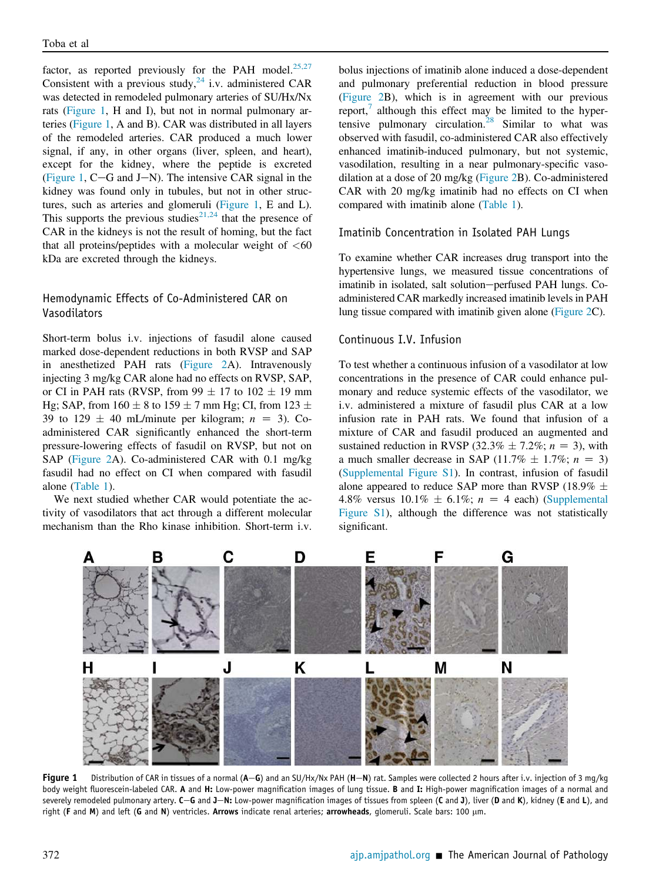factor, as reported previously for the PAH model.[25,27] Consistent with a previous study,[24] i.v. administered CAR was detected in remodeled pulmonary arteries of SU/Hx/Nx rats (Figure 1, H and I), but not in normal pulmonary arteries (Figure 1, A and B). CAR was distributed in all layers of the remodeled arteries. CAR produced a much lower signal, if any, in other organs (liver, spleen, and heart), except for the kidney, where the peptide is excreted (Figure 1, C–G and J–N). The intensive CAR signal in the kidney was found only in tubules, but not in other structures, such as arteries and glomeruli (Figure 1, E and L). This supports the previous studies[21,24] that the presence of CAR in the kidneys is not the result of homing, but the fact that all proteins/peptides with a molecular weight of <60 kDa are excreted through the kidneys.

## Hemodynamic Effects of Co-Administered CAR on Vasodilators

Short-term bolus i.v. injections of fasudil alone caused marked dose-dependent reductions in both RVSP and SAP in anesthetized PAH rats (Figure 2A). Intravenously injecting 3 mg/kg CAR alone had no effects on RVSP, SAP, or CI in PAH rats (RVSP, from 99 ± 17 to 102 ± 19 mm Hg; SAP, from 160 ± 8 to 159 ± 7 mm Hg; CI, from 123 ± 39 to 129 ± 40 mL/minute per kilogram; $n = 3$). Co-administered CAR significantly enhanced the short-term pressure-lowering effects of fasudil on RVSP, but not on SAP (Figure 2A). Co-administered CAR with 0.1 mg/kg fasudil had no effect on CI when compared with fasudil alone (Table 1).

We next studied whether CAR would potentiate the activity of vasodilators that act through a different molecular mechanism than the Rho kinase inhibition. Short-term i.v. bolus injections of imatinib alone induced a dose-dependent and pulmonary preferential reduction in blood pressure (Figure 2B), which is in agreement with our previous report,[7] although this effect may be limited to the hypertensive pulmonary circulation.[28] Similar to what was observed with fasudil, co-administered CAR also effectively enhanced imatinib-induced pulmonary, but not systemic, vasodilation, resulting in a near pulmonary-specific vasodilation at a dose of 20 mg/kg (Figure 2B). Co-administered CAR with 20 mg/kg imatinib had no effects on CI when compared with imatinib alone (Table 1).

## Imatinib Concentration in Isolated PAH Lungs

To examine whether CAR increases drug transport into the hypertensive lungs, we measured tissue concentrations of imatinib in isolated, salt solution–perfused PAH lungs. Co-administered CAR markedly increased imatinib levels in PAH lung tissue compared with imatinib given alone (Figure 2C).

## Continuous I.V. Infusion

To test whether a continuous infusion of a vasodilator at low concentrations in the presence of CAR could enhance pulmonary and reduce systemic effects of the vasodilator, we i.v. administered a mixture of fasudil plus CAR at a low infusion rate in PAH rats. We found that infusion of a mixture of CAR and fasudil produced an augmented and sustained reduction in RVSP (32.3% ± 7.2%; $n = 3$), with a much smaller decrease in SAP (11.7% ± 1.7%; $n = 3$) (Supplemental Figure S1). In contrast, infusion of fasudil alone appeared to reduce SAP more than RVSP (18.9% ± 4.8% versus 10.1% ± 6.1%; $n = 4$ each) (Supplemental Figure S1), although the difference was not statistically significant.

**Figure 1** Distribution of CAR in tissues of a normal (**A**–**G**) and an SU/Hx/Nx PAH (**H**–**N**) rat. Samples were collected 2 hours after i.v. injection of 3 mg/kg body weight fluorescein-labeled CAR. **A** and **H:** Low-power magnification images of lung tissue. **B** and **I:** High-power magnification images of a normal and severely remodeled pulmonary artery. **C**–**G** and **J**–**N:** Low-power magnification images of tissues from spleen (**C** and **J**), liver (**D** and **K**), kidney (**E** and **L**), and right (**F** and **M**) and left (**G** and **N**) ventricles. **Arrows** indicate renal arteries; **arrowheads**, glomeruli. Scale bars: 100 μm.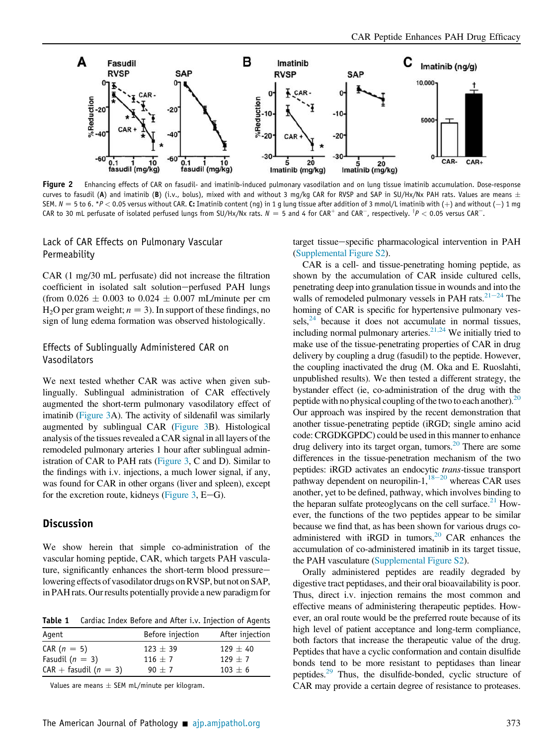**Figure 2** Enhancing effects of CAR on fasudil- and imatinib-induced pulmonary vasodilation and on lung tissue imatinib accumulation. Dose-response curves to fasudil (**A**) and imatinib (**B**) (i.v., bolus), mixed with and without 3 mg/kg CAR for RVSP and SAP in SU/Hx/Nx PAH rats. Values are means ± SEM. $N$ = 5 to 6. \*$P$ < 0.05 versus without CAR. **C:** Imatinib content (ng) in 1 g lung tissue after addition of 3 mmol/L imatinib with (+) and without (−) 1 mg CAR to 30 mL perfusate of isolated perfused lungs from SU/Hx/Nx rats. $N$ = 5 and 4 for CAR$^+$ and CAR$^-$, respectively. †$P$ < 0.05 versus CAR$^-$.

### Lack of CAR Effects on Pulmonary Vascular Permeability

CAR (1 mg/30 mL perfusate) did not increase the filtration coefficient in isolated salt solution−perfused PAH lungs (from 0.026 ± 0.003 to 0.024 ± 0.007 mL/minute per cm $H_2O$ per gram weight; $n$ = 3). In support of these findings, no sign of lung edema formation was observed histologically.

### Effects of Sublingually Administered CAR on Vasodilators

We next tested whether CAR was active when given sublingually. Sublingual administration of CAR effectively augmented the short-term pulmonary vasodilatory effect of imatinib (Figure 3A). The activity of sildenafil was similarly augmented by sublingual CAR (Figure 3B). Histological analysis of the tissues revealed a CAR signal in all layers of the remodeled pulmonary arteries 1 hour after sublingual administration of CAR to PAH rats (Figure 3, C and D). Similar to the findings with i.v. injections, a much lower signal, if any, was found for CAR in other organs (liver and spleen), except for the excretion route, kidneys (Figure 3, E−G).

## Discussion

We show herein that simple co-administration of the vascular homing peptide, CAR, which targets PAH vasculature, significantly enhances the short-term blood pressure−lowering effects of vasodilator drugs on RVSP, but not on SAP, in PAH rats. Our results potentially provide a new paradigm for target tissue−specific pharmacological intervention in PAH (Supplemental Figure S2).

CAR is a cell- and tissue-penetrating homing peptide, as shown by the accumulation of CAR inside cultured cells, penetrating deep into granulation tissue in wounds and into the walls of remodeled pulmonary vessels in PAH rats.[21−24] The homing of CAR is specific for hypertensive pulmonary vessels,[24] because it does not accumulate in normal tissues, including normal pulmonary arteries.[21,24] We initially tried to make use of the tissue-penetrating properties of CAR in drug delivery by coupling a drug (fasudil) to the peptide. However, the coupling inactivated the drug (M. Oka and E. Ruoslahti, unpublished results). We then tested a different strategy, the bystander effect (ie, co-administration of the drug with the peptide with no physical coupling of the two to each another).[20] Our approach was inspired by the recent demonstration that another tissue-penetrating peptide (iRGD; single amino acid code: CRGDKGPDC) could be used in this manner to enhance drug delivery into its target organ, tumors.[20] There are some differences in the tissue-penetration mechanism of the two peptides: iRGD activates an endocytic *trans*-tissue transport pathway dependent on neuropilin-1,[18−20] whereas CAR uses another, yet to be defined, pathway, which involves binding to the heparan sulfate proteoglycans on the cell surface.[21] However, the functions of the two peptides appear to be similar because we find that, as has been shown for various drugs co-administered with iRGD in tumors,[20] CAR enhances the accumulation of co-administered imatinib in its target tissue, the PAH vasculature (Supplemental Figure S2).

Orally administered peptides are readily degraded by digestive tract peptidases, and their oral bioavailability is poor. Thus, direct i.v. injection remains the most common and effective means of administering therapeutic peptides. However, an oral route would be the preferred route because of its high level of patient acceptance and long-term compliance, both factors that increase the therapeutic value of the drug. Peptides that have a cyclic conformation and contain disulfide bonds tend to be more resistant to peptidases than linear peptides.[29] Thus, the disulfide-bonded, cyclic structure of CAR may provide a certain degree of resistance to proteases.

**Table 1** Cardiac Index Before and After i.v. Injection of Agents

| Agent | Before injection | After injection |
|---|---|---|
| CAR ($n$ = 5) | 123 ± 39 | 129 ± 40 |
| Fasudil ($n$ = 3) | 116 ± 7 | 129 ± 7 |
| CAR + fasudil ($n$ = 3) | 90 ± 7 | 103 ± 6 |

Values are means ± SEM mL/minute per kilogram.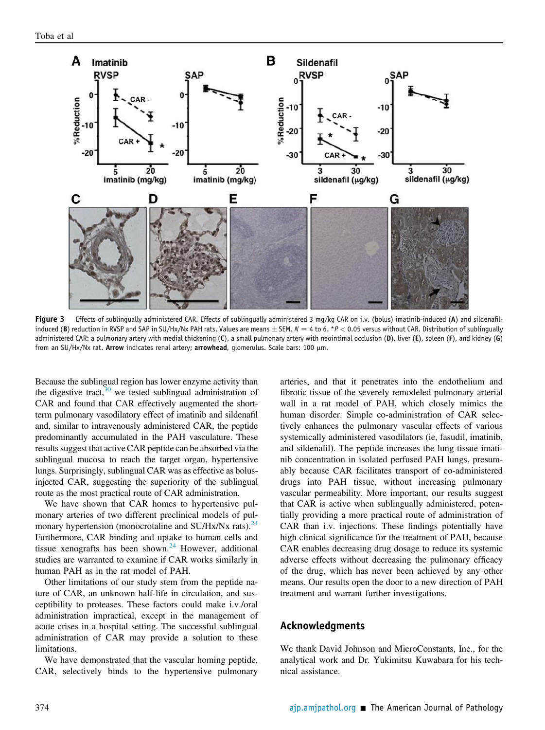A Imatinib

RVSP

%Reduction

0

-10

-20

CAR -

CAR +

*

5

20

imatinib (mg/kg)

SAP

0

-10

-20

5

20

imatinib (mg/kg)

B Sildenafil

RVSP

%Reduction

0

-10

-20

-30

CAR -

CAR +

*

*

3

30

sildenafil (μg/kg)

SAP

0

-10

-20

-30

3

30

sildenafil (μg/kg)

C

D

E

F

G

**Figure 3** Effects of sublingually administered CAR. Effects of sublingually administered 3 mg/kg CAR on i.v. (bolus) imatinib-induced (**A**) and sildenafil-induced (**B**) reduction in RVSP and SAP in SU/Hx/Nx PAH rats. Values are means ± SEM. $N = 4$ to 6. \*$P < 0.05$ versus without CAR. Distribution of sublingually administered CAR: a pulmonary artery with medial thickening (**C**), a small pulmonary artery with neointimal occlusion (**D**), liver (**E**), spleen (**F**), and kidney (**G**) from an SU/Hx/Nx rat. **Arrow** indicates renal artery; **arrowhead**, glomerulus. Scale bars: 100 μm.

Because the sublingual region has lower enzyme activity than the digestive tract,[30] we tested sublingual administration of CAR and found that CAR effectively augmented the short-term pulmonary vasodilatory effect of imatinib and sildenafil and, similar to intravenously administered CAR, the peptide predominantly accumulated in the PAH vasculature. These results suggest that active CAR peptide can be absorbed via the sublingual mucosa to reach the target organ, hypertensive lungs. Surprisingly, sublingual CAR was as effective as bolus-injected CAR, suggesting the superiority of the sublingual route as the most practical route of CAR administration.

We have shown that CAR homes to hypertensive pulmonary arteries of two different preclinical models of pulmonary hypertension (monocrotaline and SU/Hx/Nx rats).[24] Furthermore, CAR binding and uptake to human cells and tissue xenografts has been shown.[24] However, additional studies are warranted to examine if CAR works similarly in human PAH as in the rat model of PAH.

Other limitations of our study stem from the peptide nature of CAR, an unknown half-life in circulation, and susceptibility to proteases. These factors could make i.v./oral administration impractical, except in the management of acute crises in a hospital setting. The successful sublingual administration of CAR may provide a solution to these limitations.

We have demonstrated that the vascular homing peptide, CAR, selectively binds to the hypertensive pulmonary arteries, and that it penetrates into the endothelium and fibrotic tissue of the severely remodeled pulmonary arterial wall in a rat model of PAH, which closely mimics the human disorder. Simple co-administration of CAR selectively enhances the pulmonary vascular effects of various systemically administered vasodilators (ie, fasudil, imatinib, and sildenafil). The peptide increases the lung tissue imatinib concentration in isolated perfused PAH lungs, presumably because CAR facilitates transport of co-administered drugs into PAH tissue, without increasing pulmonary vascular permeability. More important, our results suggest that CAR is active when sublingually administered, potentially providing a more practical route of administration of CAR than i.v. injections. These findings potentially have high clinical significance for the treatment of PAH, because CAR enables decreasing drug dosage to reduce its systemic adverse effects without decreasing the pulmonary efficacy of the drug, which has never been achieved by any other means. Our results open the door to a new direction of PAH treatment and warrant further investigations.

## Acknowledgments

We thank David Johnson and MicroConstants, Inc., for the analytical work and Dr. Yukimitsu Kuwabara for his technical assistance.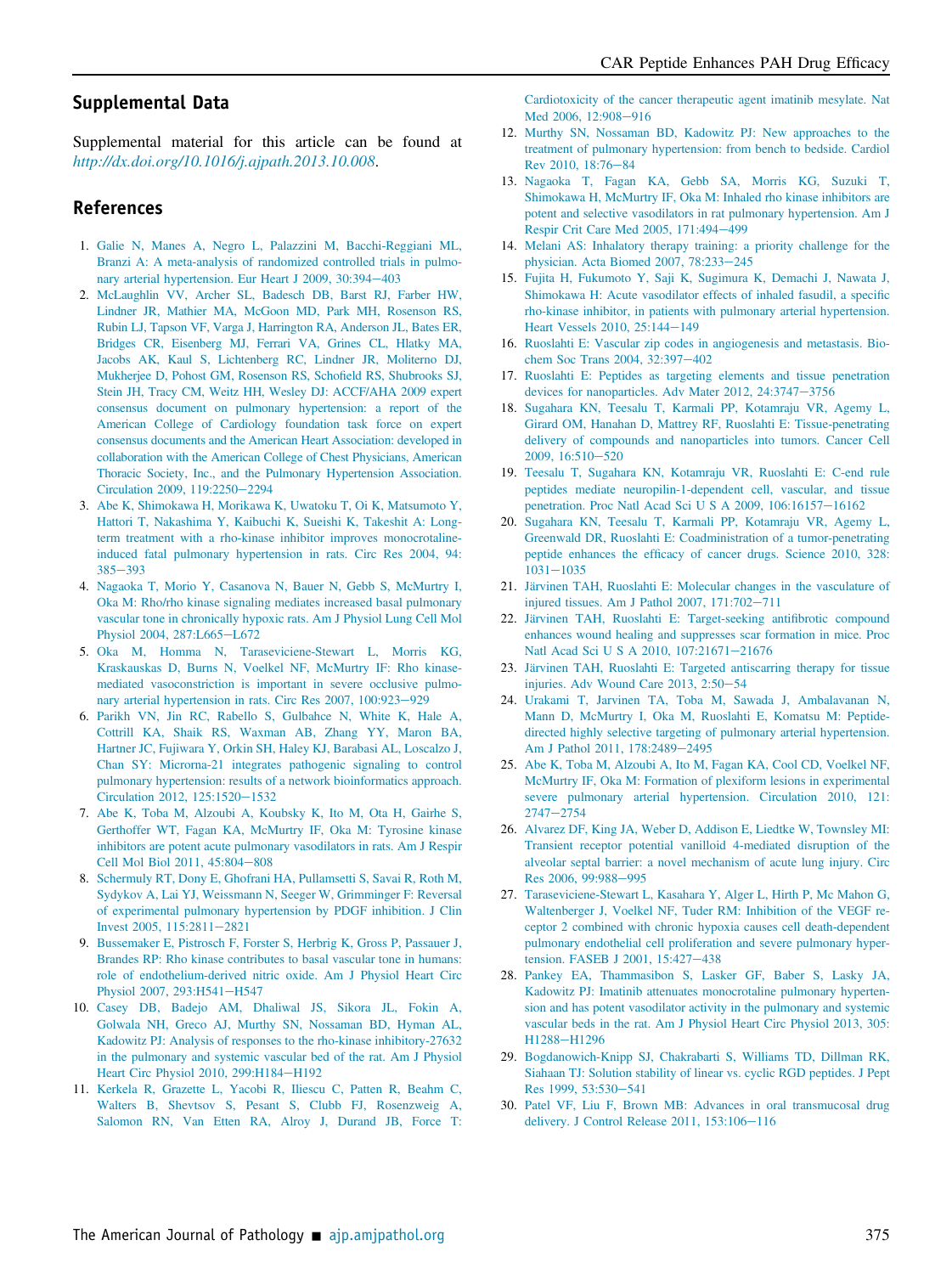## Supplemental Data

Supplemental material for this article can be found at *http://dx.doi.org/10.1016/j.ajpath.2013.10.008*.

## References

1. Galie N, Manes A, Negro L, Palazzini M, Bacchi-Reggiani ML, Branzi A: A meta-analysis of randomized controlled trials in pulmonary arterial hypertension. Eur Heart J 2009, 30:394–403
2. McLaughlin VV, Archer SL, Badesch DB, Barst RJ, Farber HW, Lindner JR, Mathier MA, McGoon MD, Park MH, Rosenson RS, Rubin LJ, Tapson VF, Varga J, Harrington RA, Anderson JL, Bates ER, Bridges CR, Eisenberg MJ, Ferrari VA, Grines CL, Hlatky MA, Jacobs AK, Kaul S, Lichtenberg RC, Lindner JR, Moliterno DJ, Mukherjee D, Pohost GM, Rosenson RS, Schofield RS, Shubrooks SJ, Stein JH, Tracy CM, Weitz HH, Wesley DJ: ACCF/AHA 2009 expert consensus document on pulmonary hypertension: a report of the American College of Cardiology foundation task force on expert consensus documents and the American Heart Association: developed in collaboration with the American College of Chest Physicians, American Thoracic Society, Inc., and the Pulmonary Hypertension Association. Circulation 2009, 119:2250–2294
3. Abe K, Shimokawa H, Morikawa K, Uwatoku T, Oi K, Matsumoto Y, Hattori T, Nakashima Y, Kaibuchi K, Sueishi K, Takeshit A: Long-term treatment with a rho-kinase inhibitor improves monocrotaline-induced fatal pulmonary hypertension in rats. Circ Res 2004, 94:385–393
4. Nagaoka T, Morio Y, Casanova N, Bauer N, Gebb S, McMurtry I, Oka M: Rho/rho kinase signaling mediates increased basal pulmonary vascular tone in chronically hypoxic rats. Am J Physiol Lung Cell Mol Physiol 2004, 287:L665–L672
5. Oka M, Homma N, Taraseviciene-Stewart L, Morris KG, Kraskauskas D, Burns N, Voelkel NF, McMurtry IF: Rho kinase-mediated vasoconstriction is important in severe occlusive pulmonary arterial hypertension in rats. Circ Res 2007, 100:923–929
6. Parikh VN, Jin RC, Rabello S, Gulbahce N, White K, Hale A, Cottrill KA, Shaik RS, Waxman AB, Zhang YY, Maron BA, Hartner JC, Fujiwara Y, Orkin SH, Haley KJ, Barabasi AL, Loscalzo J, Chan SY: Microrna-21 integrates pathogenic signaling to control pulmonary hypertension: results of a network bioinformatics approach. Circulation 2012, 125:1520–1532
7. Abe K, Toba M, Alzoubi A, Koubsky K, Ito M, Ota H, Gairhe S, Gerthoffer WT, Fagan KA, McMurtry IF, Oka M: Tyrosine kinase inhibitors are potent acute pulmonary vasodilators in rats. Am J Respir Cell Mol Biol 2011, 45:804–808
8. Schermuly RT, Dony E, Ghofrani HA, Pullamsetti S, Savai R, Roth M, Sydykov A, Lai YJ, Weissmann N, Seeger W, Grimminger F: Reversal of experimental pulmonary hypertension by PDGF inhibition. J Clin Invest 2005, 115:2811–2821
9. Bussemaker E, Pistrosch F, Forster S, Herbrig K, Gross P, Passauer J, Brandes RP: Rho kinase contributes to basal vascular tone in humans: role of endothelium-derived nitric oxide. Am J Physiol Heart Circ Physiol 2007, 293:H541–H547
10. Casey DB, Badejo AM, Dhaliwal JS, Sikora JL, Fokin A, Golwala NH, Greco AJ, Murthy SN, Nossaman BD, Hyman AL, Kadowitz PJ: Analysis of responses to the rho-kinase inhibitory-27632 in the pulmonary and systemic vascular bed of the rat. Am J Physiol Heart Circ Physiol 2010, 299:H184–H192
11. Kerkela R, Grazette L, Yacobi R, Iliescu C, Patten R, Beahm C, Walters B, Shevtsov S, Pesant S, Clubb FJ, Rosenzweig A, Salomon RN, Van Etten RA, Alroy J, Durand JB, Force T: Cardiotoxicity of the cancer therapeutic agent imatinib mesylate. Nat Med 2006, 12:908–916
12. Murthy SN, Nossaman BD, Kadowitz PJ: New approaches to the treatment of pulmonary hypertension: from bench to bedside. Cardiol Rev 2010, 18:76–84
13. Nagaoka T, Fagan KA, Gebb SA, Morris KG, Suzuki T, Shimokawa H, McMurtry IF, Oka M: Inhaled rho kinase inhibitors are potent and selective vasodilators in rat pulmonary hypertension. Am J Respir Crit Care Med 2005, 171:494–499
14. Melani AS: Inhalatory therapy training: a priority challenge for the physician. Acta Biomed 2007, 78:233–245
15. Fujita H, Fukumoto Y, Saji K, Sugimura K, Demachi J, Nawata J, Shimokawa H: Acute vasodilator effects of inhaled fasudil, a specific rho-kinase inhibitor, in patients with pulmonary arterial hypertension. Heart Vessels 2010, 25:144–149
16. Ruoslahti E: Vascular zip codes in angiogenesis and metastasis. Biochem Soc Trans 2004, 32:397–402
17. Ruoslahti E: Peptides as targeting elements and tissue penetration devices for nanoparticles. Adv Mater 2012, 24:3747–3756
18. Sugahara KN, Teesalu T, Karmali PP, Kotamraju VR, Agemy L, Girard OM, Hanahan D, Mattrey RF, Ruoslahti E: Tissue-penetrating delivery of compounds and nanoparticles into tumors. Cancer Cell 2009, 16:510–520
19. Teesalu T, Sugahara KN, Kotamraju VR, Ruoslahti E: C-end rule peptides mediate neuropilin-1-dependent cell, vascular, and tissue penetration. Proc Natl Acad Sci U S A 2009, 106:16157–16162
20. Sugahara KN, Teesalu T, Karmali PP, Kotamraju VR, Agemy L, Greenwald DR, Ruoslahti E: Coadministration of a tumor-penetrating peptide enhances the efficacy of cancer drugs. Science 2010, 328:1031–1035
21. Järvinen TAH, Ruoslahti E: Molecular changes in the vasculature of injured tissues. Am J Pathol 2007, 171:702–711
22. Järvinen TAH, Ruoslahti E: Target-seeking antifibrotic compound enhances wound healing and suppresses scar formation in mice. Proc Natl Acad Sci U S A 2010, 107:21671–21676
23. Järvinen TAH, Ruoslahti E: Targeted antiscarring therapy for tissue injuries. Adv Wound Care 2013, 2:50–54
24. Urakami T, Jarvinen TA, Toba M, Sawada J, Ambalavanan N, Mann D, McMurtry I, Oka M, Ruoslahti E, Komatsu M: Peptide-directed highly selective targeting of pulmonary arterial hypertension. Am J Pathol 2011, 178:2489–2495
25. Abe K, Toba M, Alzoubi A, Ito M, Fagan KA, Cool CD, Voelkel NF, McMurtry IF, Oka M: Formation of plexiform lesions in experimental severe pulmonary arterial hypertension. Circulation 2010, 121:2747–2754
26. Alvarez DF, King JA, Weber D, Addison E, Liedtke W, Townsley MI: Transient receptor potential vanilloid 4-mediated disruption of the alveolar septal barrier: a novel mechanism of acute lung injury. Circ Res 2006, 99:988–995
27. Taraseviciene-Stewart L, Kasahara Y, Alger L, Hirth P, Mc Mahon G, Waltenberger J, Voelkel NF, Tuder RM: Inhibition of the VEGF receptor 2 combined with chronic hypoxia causes cell death-dependent pulmonary endothelial cell proliferation and severe pulmonary hypertension. FASEB J 2001, 15:427–438
28. Pankey EA, Thammasibon S, Lasker GF, Baber S, Lasky JA, Kadowitz PJ: Imatinib attenuates monocrotaline pulmonary hypertension and has potent vasodilator activity in the pulmonary and systemic vascular beds in the rat. Am J Physiol Heart Circ Physiol 2013, 305:H1288–H1296
29. Bogdanowich-Knipp SJ, Chakrabarti S, Williams TD, Dillman RK, Siahaan TJ: Solution stability of linear vs. cyclic RGD peptides. J Pept Res 1999, 53:530–541
30. Patel VF, Liu F, Brown MB: Advances in oral transmucosal drug delivery. J Control Release 2011, 153:106–116